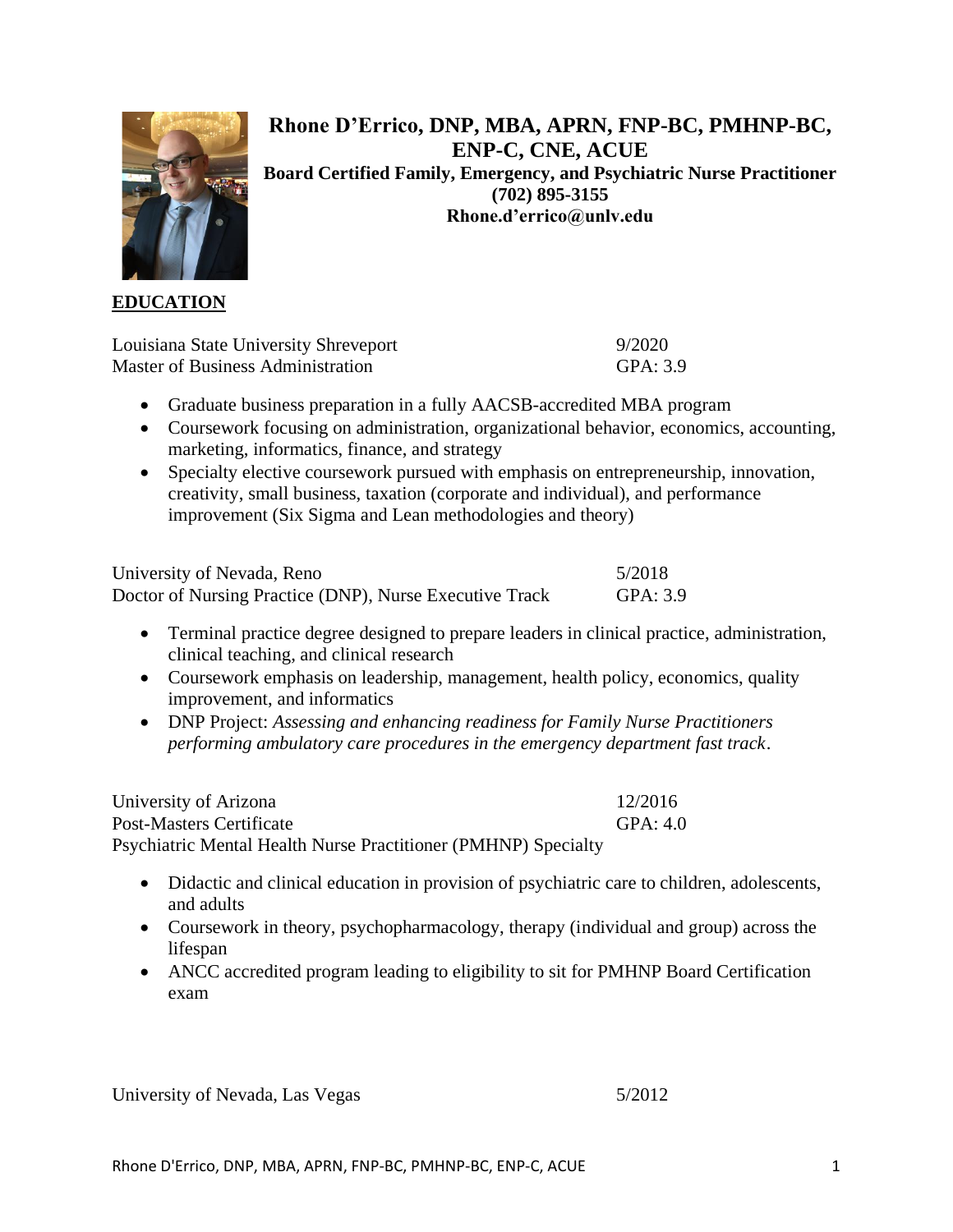# Rhone D'Errico, DNP, MBA, APRN, FNP-BC, PMHNP-BC, ENP-C, CNE, ACUE

**Board Certified Family, Emergency, and Psychiatric Nurse Practitioner**
**(702) 895-3155**
**Rhone.d'errico@unlv.edu**

## EDUCATION

Louisiana State University Shreveport — 9/2020
Master of Business Administration — GPA: 3.9

- Graduate business preparation in a fully AACSB-accredited MBA program
- Coursework focusing on administration, organizational behavior, economics, accounting, marketing, informatics, finance, and strategy
- Specialty elective coursework pursued with emphasis on entrepreneurship, innovation, creativity, small business, taxation (corporate and individual), and performance improvement (Six Sigma and Lean methodologies and theory)

University of Nevada, Reno — 5/2018
Doctor of Nursing Practice (DNP), Nurse Executive Track — GPA: 3.9

- Terminal practice degree designed to prepare leaders in clinical practice, administration, clinical teaching, and clinical research
- Coursework emphasis on leadership, management, health policy, economics, quality improvement, and informatics
- DNP Project: *Assessing and enhancing readiness for Family Nurse Practitioners performing ambulatory care procedures in the emergency department fast track*.

University of Arizona — 12/2016
Post-Masters Certificate — GPA: 4.0
Psychiatric Mental Health Nurse Practitioner (PMHNP) Specialty

- Didactic and clinical education in provision of psychiatric care to children, adolescents, and adults
- Coursework in theory, psychopharmacology, therapy (individual and group) across the lifespan
- ANCC accredited program leading to eligibility to sit for PMHNP Board Certification exam

University of Nevada, Las Vegas — 5/2012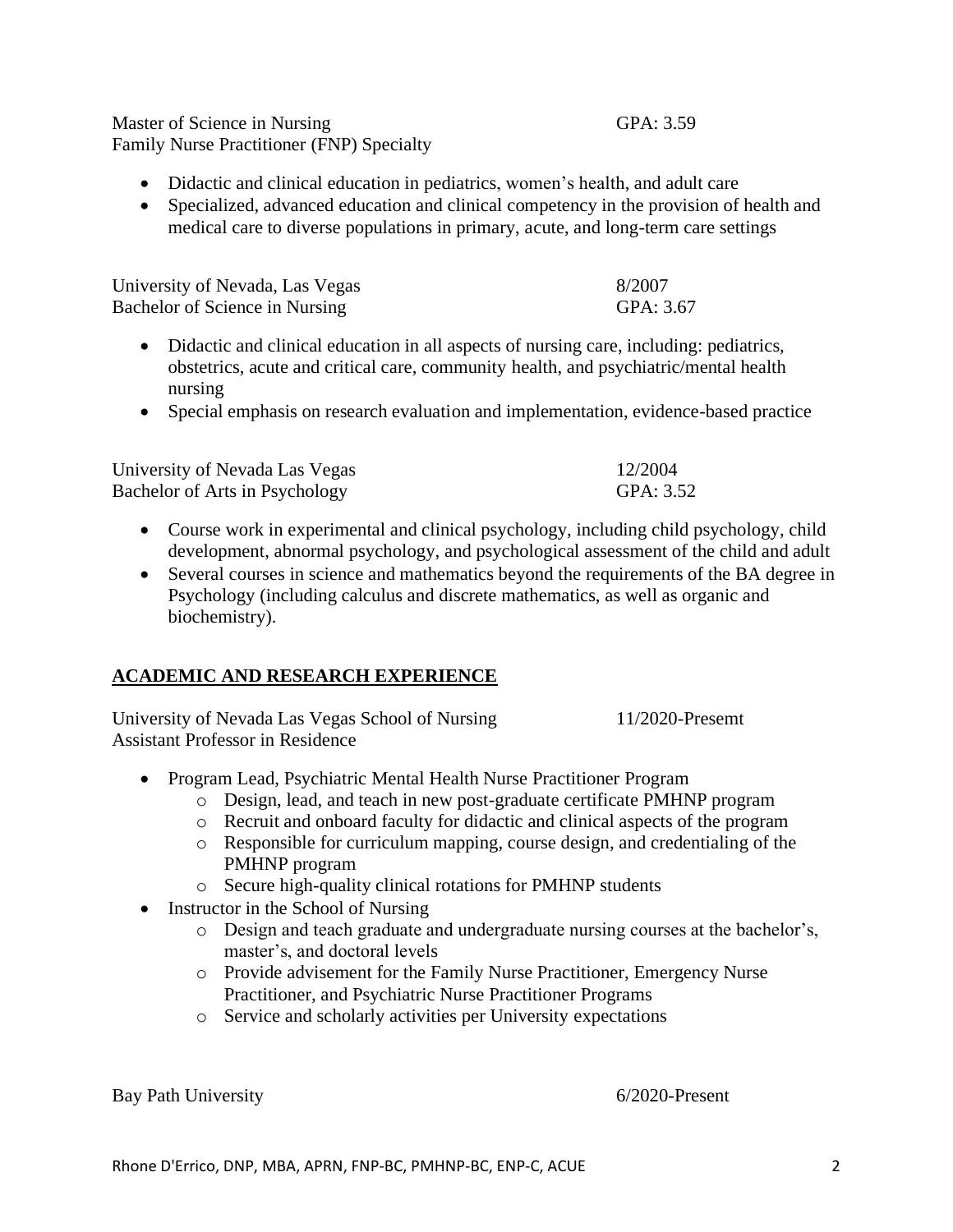Master of Science in Nursing GPA: 3.59
Family Nurse Practitioner (FNP) Specialty

- Didactic and clinical education in pediatrics, women's health, and adult care
- Specialized, advanced education and clinical competency in the provision of health and medical care to diverse populations in primary, acute, and long-term care settings

University of Nevada, Las Vegas 8/2007
Bachelor of Science in Nursing GPA: 3.67

- Didactic and clinical education in all aspects of nursing care, including: pediatrics, obstetrics, acute and critical care, community health, and psychiatric/mental health nursing
- Special emphasis on research evaluation and implementation, evidence-based practice

University of Nevada Las Vegas 12/2004
Bachelor of Arts in Psychology GPA: 3.52

- Course work in experimental and clinical psychology, including child psychology, child development, abnormal psychology, and psychological assessment of the child and adult
- Several courses in science and mathematics beyond the requirements of the BA degree in Psychology (including calculus and discrete mathematics, as well as organic and biochemistry).

## ACADEMIC AND RESEARCH EXPERIENCE

University of Nevada Las Vegas School of Nursing 11/2020-Presemt
Assistant Professor in Residence

- Program Lead, Psychiatric Mental Health Nurse Practitioner Program
  - Design, lead, and teach in new post-graduate certificate PMHNP program
  - Recruit and onboard faculty for didactic and clinical aspects of the program
  - Responsible for curriculum mapping, course design, and credentialing of the PMHNP program
  - Secure high-quality clinical rotations for PMHNP students
- Instructor in the School of Nursing
  - Design and teach graduate and undergraduate nursing courses at the bachelor's, master's, and doctoral levels
  - Provide advisement for the Family Nurse Practitioner, Emergency Nurse Practitioner, and Psychiatric Nurse Practitioner Programs
  - Service and scholarly activities per University expectations

Bay Path University 6/2020-Present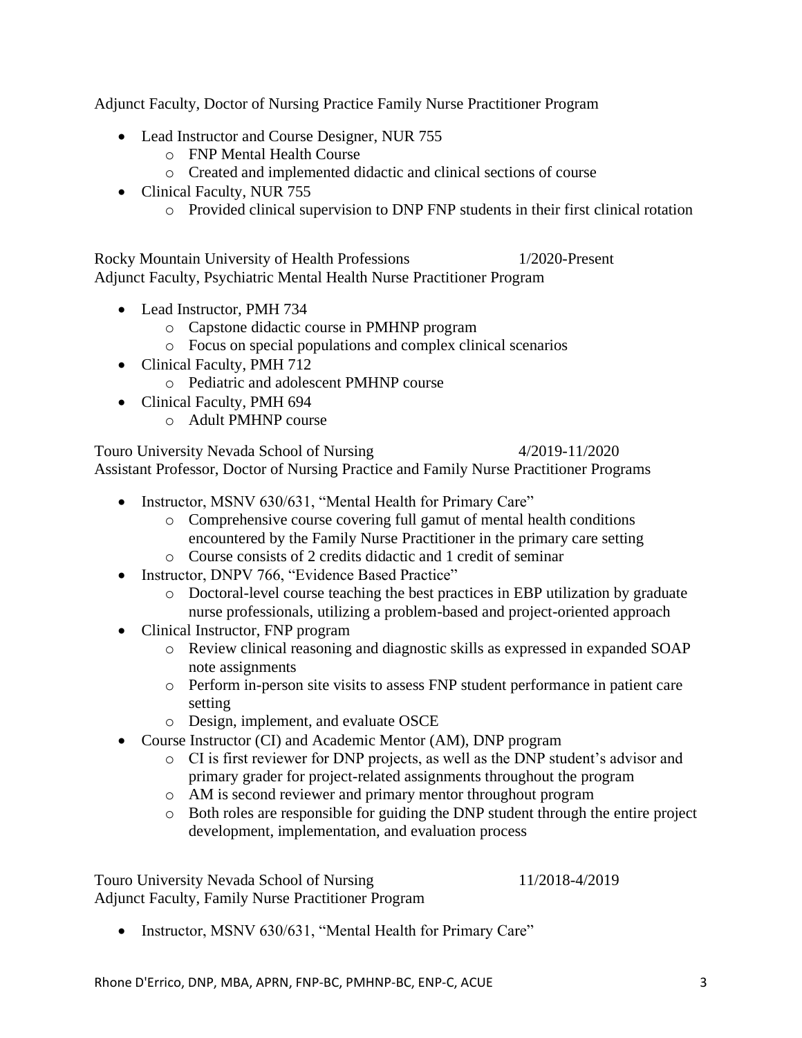Adjunct Faculty, Doctor of Nursing Practice Family Nurse Practitioner Program

- Lead Instructor and Course Designer, NUR 755
  - FNP Mental Health Course
  - Created and implemented didactic and clinical sections of course
- Clinical Faculty, NUR 755
  - Provided clinical supervision to DNP FNP students in their first clinical rotation

Rocky Mountain University of Health Professions 1/2020-Present
Adjunct Faculty, Psychiatric Mental Health Nurse Practitioner Program

- Lead Instructor, PMH 734
  - Capstone didactic course in PMHNP program
  - Focus on special populations and complex clinical scenarios
- Clinical Faculty, PMH 712
  - Pediatric and adolescent PMHNP course
- Clinical Faculty, PMH 694
  - Adult PMHNP course

Touro University Nevada School of Nursing 4/2019-11/2020
Assistant Professor, Doctor of Nursing Practice and Family Nurse Practitioner Programs

- Instructor, MSNV 630/631, "Mental Health for Primary Care"
  - Comprehensive course covering full gamut of mental health conditions encountered by the Family Nurse Practitioner in the primary care setting
  - Course consists of 2 credits didactic and 1 credit of seminar
- Instructor, DNPV 766, "Evidence Based Practice"
  - Doctoral-level course teaching the best practices in EBP utilization by graduate nurse professionals, utilizing a problem-based and project-oriented approach
- Clinical Instructor, FNP program
  - Review clinical reasoning and diagnostic skills as expressed in expanded SOAP note assignments
  - Perform in-person site visits to assess FNP student performance in patient care setting
  - Design, implement, and evaluate OSCE
- Course Instructor (CI) and Academic Mentor (AM), DNP program
  - CI is first reviewer for DNP projects, as well as the DNP student's advisor and primary grader for project-related assignments throughout the program
  - AM is second reviewer and primary mentor throughout program
  - Both roles are responsible for guiding the DNP student through the entire project development, implementation, and evaluation process

Touro University Nevada School of Nursing 11/2018-4/2019
Adjunct Faculty, Family Nurse Practitioner Program

- Instructor, MSNV 630/631, "Mental Health for Primary Care"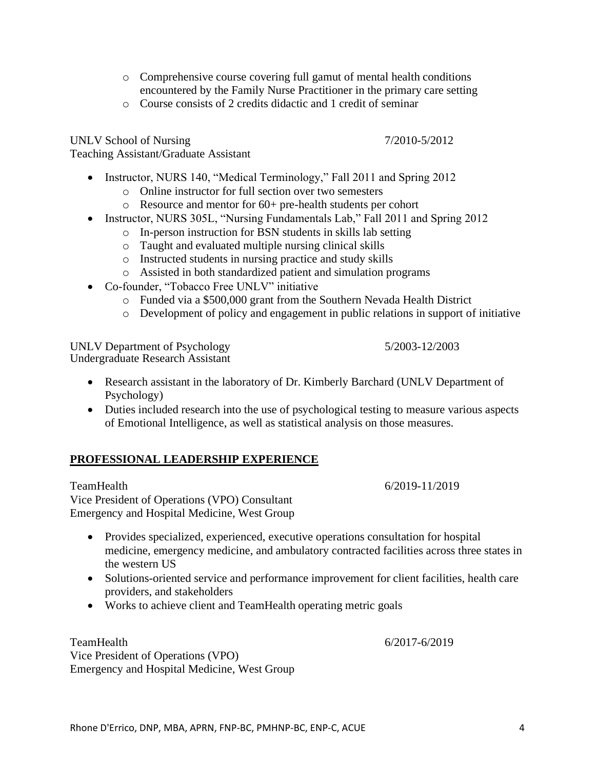- Comprehensive course covering full gamut of mental health conditions encountered by the Family Nurse Practitioner in the primary care setting
  - Course consists of 2 credits didactic and 1 credit of seminar

UNLV School of Nursing — 7/2010-5/2012
Teaching Assistant/Graduate Assistant

- Instructor, NURS 140, "Medical Terminology," Fall 2011 and Spring 2012
  - Online instructor for full section over two semesters
  - Resource and mentor for 60+ pre-health students per cohort
- Instructor, NURS 305L, "Nursing Fundamentals Lab," Fall 2011 and Spring 2012
  - In-person instruction for BSN students in skills lab setting
  - Taught and evaluated multiple nursing clinical skills
  - Instructed students in nursing practice and study skills
  - Assisted in both standardized patient and simulation programs
- Co-founder, "Tobacco Free UNLV" initiative
  - Funded via a $500,000 grant from the Southern Nevada Health District
  - Development of policy and engagement in public relations in support of initiative

UNLV Department of Psychology — 5/2003-12/2003
Undergraduate Research Assistant

- Research assistant in the laboratory of Dr. Kimberly Barchard (UNLV Department of Psychology)
- Duties included research into the use of psychological testing to measure various aspects of Emotional Intelligence, as well as statistical analysis on those measures.

## PROFESSIONAL LEADERSHIP EXPERIENCE

TeamHealth — 6/2019-11/2019
Vice President of Operations (VPO) Consultant
Emergency and Hospital Medicine, West Group

- Provides specialized, experienced, executive operations consultation for hospital medicine, emergency medicine, and ambulatory contracted facilities across three states in the western US
- Solutions-oriented service and performance improvement for client facilities, health care providers, and stakeholders
- Works to achieve client and TeamHealth operating metric goals

TeamHealth — 6/2017-6/2019
Vice President of Operations (VPO)
Emergency and Hospital Medicine, West Group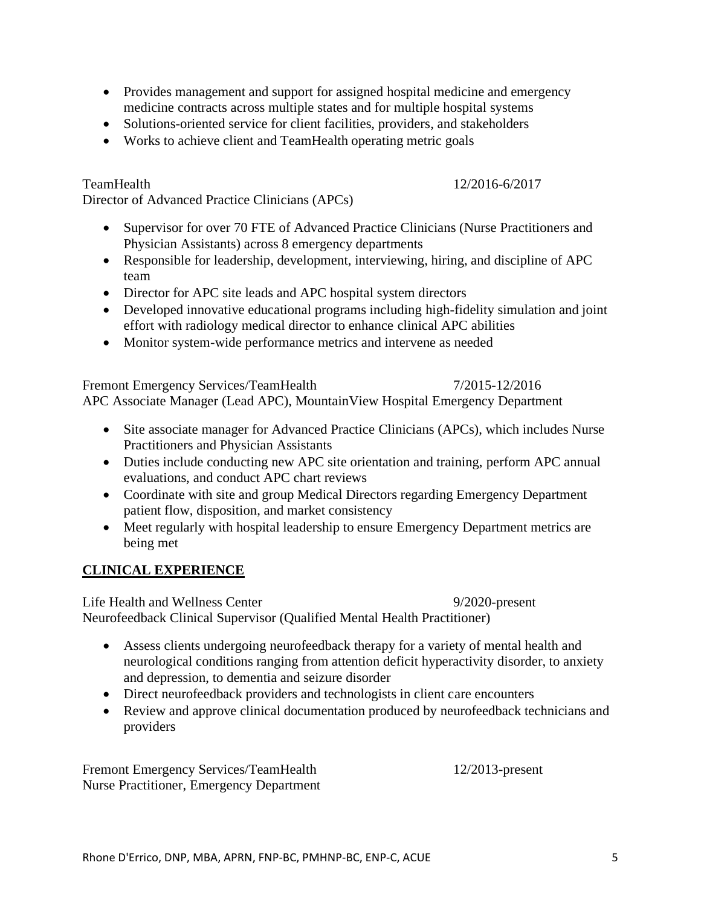- Provides management and support for assigned hospital medicine and emergency medicine contracts across multiple states and for multiple hospital systems
- Solutions-oriented service for client facilities, providers, and stakeholders
- Works to achieve client and TeamHealth operating metric goals

TeamHealth 12/2016-6/2017
Director of Advanced Practice Clinicians (APCs)

- Supervisor for over 70 FTE of Advanced Practice Clinicians (Nurse Practitioners and Physician Assistants) across 8 emergency departments
- Responsible for leadership, development, interviewing, hiring, and discipline of APC team
- Director for APC site leads and APC hospital system directors
- Developed innovative educational programs including high-fidelity simulation and joint effort with radiology medical director to enhance clinical APC abilities
- Monitor system-wide performance metrics and intervene as needed

Fremont Emergency Services/TeamHealth 7/2015-12/2016
APC Associate Manager (Lead APC), MountainView Hospital Emergency Department

- Site associate manager for Advanced Practice Clinicians (APCs), which includes Nurse Practitioners and Physician Assistants
- Duties include conducting new APC site orientation and training, perform APC annual evaluations, and conduct APC chart reviews
- Coordinate with site and group Medical Directors regarding Emergency Department patient flow, disposition, and market consistency
- Meet regularly with hospital leadership to ensure Emergency Department metrics are being met

## CLINICAL EXPERIENCE

Life Health and Wellness Center 9/2020-present
Neurofeedback Clinical Supervisor (Qualified Mental Health Practitioner)

- Assess clients undergoing neurofeedback therapy for a variety of mental health and neurological conditions ranging from attention deficit hyperactivity disorder, to anxiety and depression, to dementia and seizure disorder
- Direct neurofeedback providers and technologists in client care encounters
- Review and approve clinical documentation produced by neurofeedback technicians and providers

Fremont Emergency Services/TeamHealth 12/2013-present
Nurse Practitioner, Emergency Department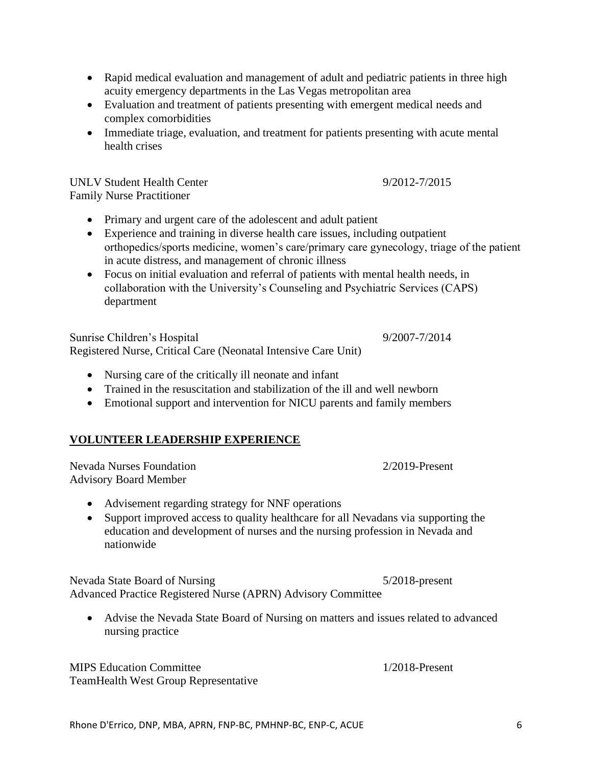- Rapid medical evaluation and management of adult and pediatric patients in three high acuity emergency departments in the Las Vegas metropolitan area
- Evaluation and treatment of patients presenting with emergent medical needs and complex comorbidities
- Immediate triage, evaluation, and treatment for patients presenting with acute mental health crises

UNLV Student Health Center 9/2012-7/2015
Family Nurse Practitioner

- Primary and urgent care of the adolescent and adult patient
- Experience and training in diverse health care issues, including outpatient orthopedics/sports medicine, women's care/primary care gynecology, triage of the patient in acute distress, and management of chronic illness
- Focus on initial evaluation and referral of patients with mental health needs, in collaboration with the University's Counseling and Psychiatric Services (CAPS) department

Sunrise Children's Hospital 9/2007-7/2014
Registered Nurse, Critical Care (Neonatal Intensive Care Unit)

- Nursing care of the critically ill neonate and infant
- Trained in the resuscitation and stabilization of the ill and well newborn
- Emotional support and intervention for NICU parents and family members

## VOLUNTEER LEADERSHIP EXPERIENCE

Nevada Nurses Foundation 2/2019-Present
Advisory Board Member

- Advisement regarding strategy for NNF operations
- Support improved access to quality healthcare for all Nevadans via supporting the education and development of nurses and the nursing profession in Nevada and nationwide

Nevada State Board of Nursing 5/2018-present
Advanced Practice Registered Nurse (APRN) Advisory Committee

- Advise the Nevada State Board of Nursing on matters and issues related to advanced nursing practice

MIPS Education Committee 1/2018-Present
TeamHealth West Group Representative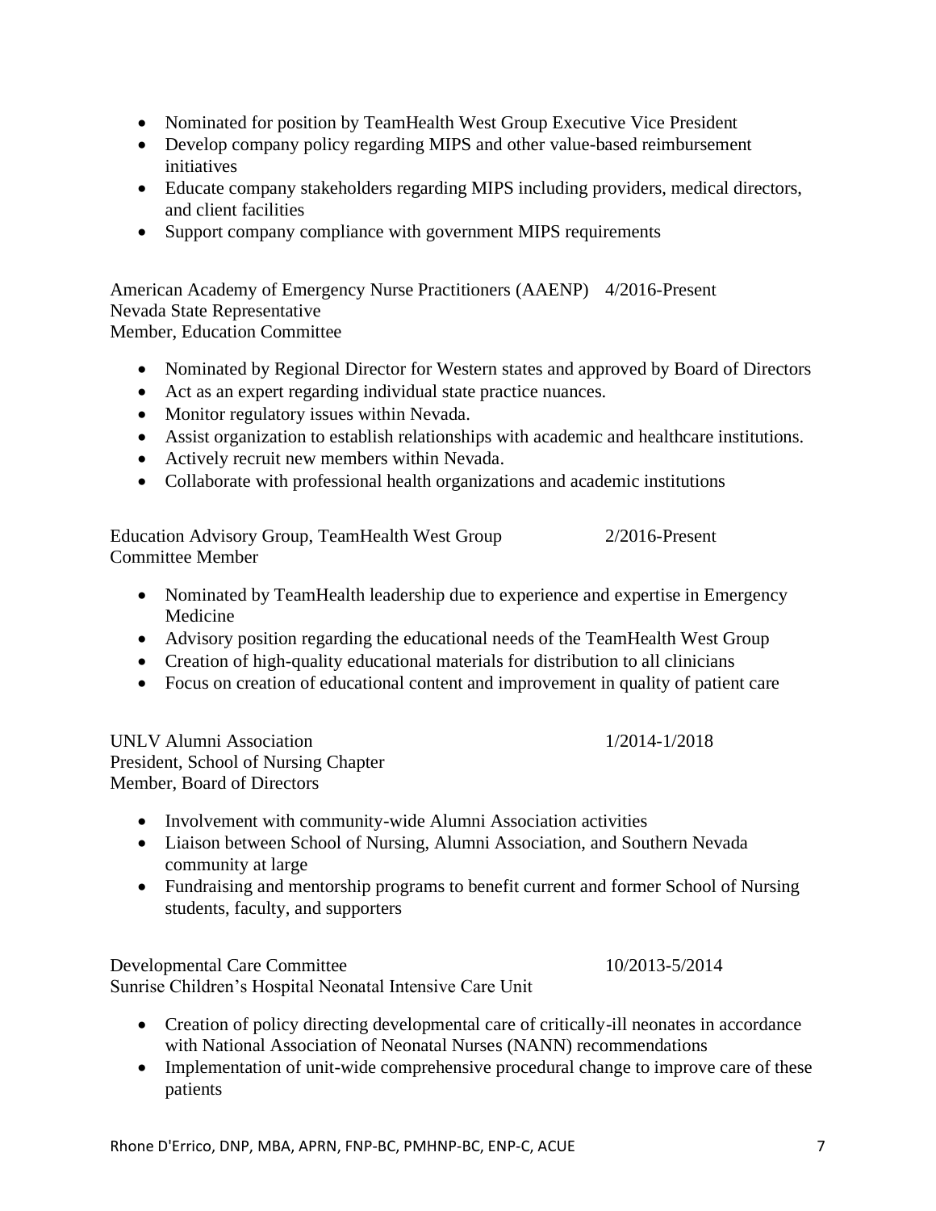- Nominated for position by TeamHealth West Group Executive Vice President
- Develop company policy regarding MIPS and other value-based reimbursement initiatives
- Educate company stakeholders regarding MIPS including providers, medical directors, and client facilities
- Support company compliance with government MIPS requirements

American Academy of Emergency Nurse Practitioners (AAENP) 4/2016-Present
Nevada State Representative
Member, Education Committee

- Nominated by Regional Director for Western states and approved by Board of Directors
- Act as an expert regarding individual state practice nuances.
- Monitor regulatory issues within Nevada.
- Assist organization to establish relationships with academic and healthcare institutions.
- Actively recruit new members within Nevada.
- Collaborate with professional health organizations and academic institutions

Education Advisory Group, TeamHealth West Group 2/2016-Present
Committee Member

- Nominated by TeamHealth leadership due to experience and expertise in Emergency Medicine
- Advisory position regarding the educational needs of the TeamHealth West Group
- Creation of high-quality educational materials for distribution to all clinicians
- Focus on creation of educational content and improvement in quality of patient care

UNLV Alumni Association 1/2014-1/2018
President, School of Nursing Chapter
Member, Board of Directors

- Involvement with community-wide Alumni Association activities
- Liaison between School of Nursing, Alumni Association, and Southern Nevada community at large
- Fundraising and mentorship programs to benefit current and former School of Nursing students, faculty, and supporters

Developmental Care Committee 10/2013-5/2014
Sunrise Children's Hospital Neonatal Intensive Care Unit

- Creation of policy directing developmental care of critically-ill neonates in accordance with National Association of Neonatal Nurses (NANN) recommendations
- Implementation of unit-wide comprehensive procedural change to improve care of these patients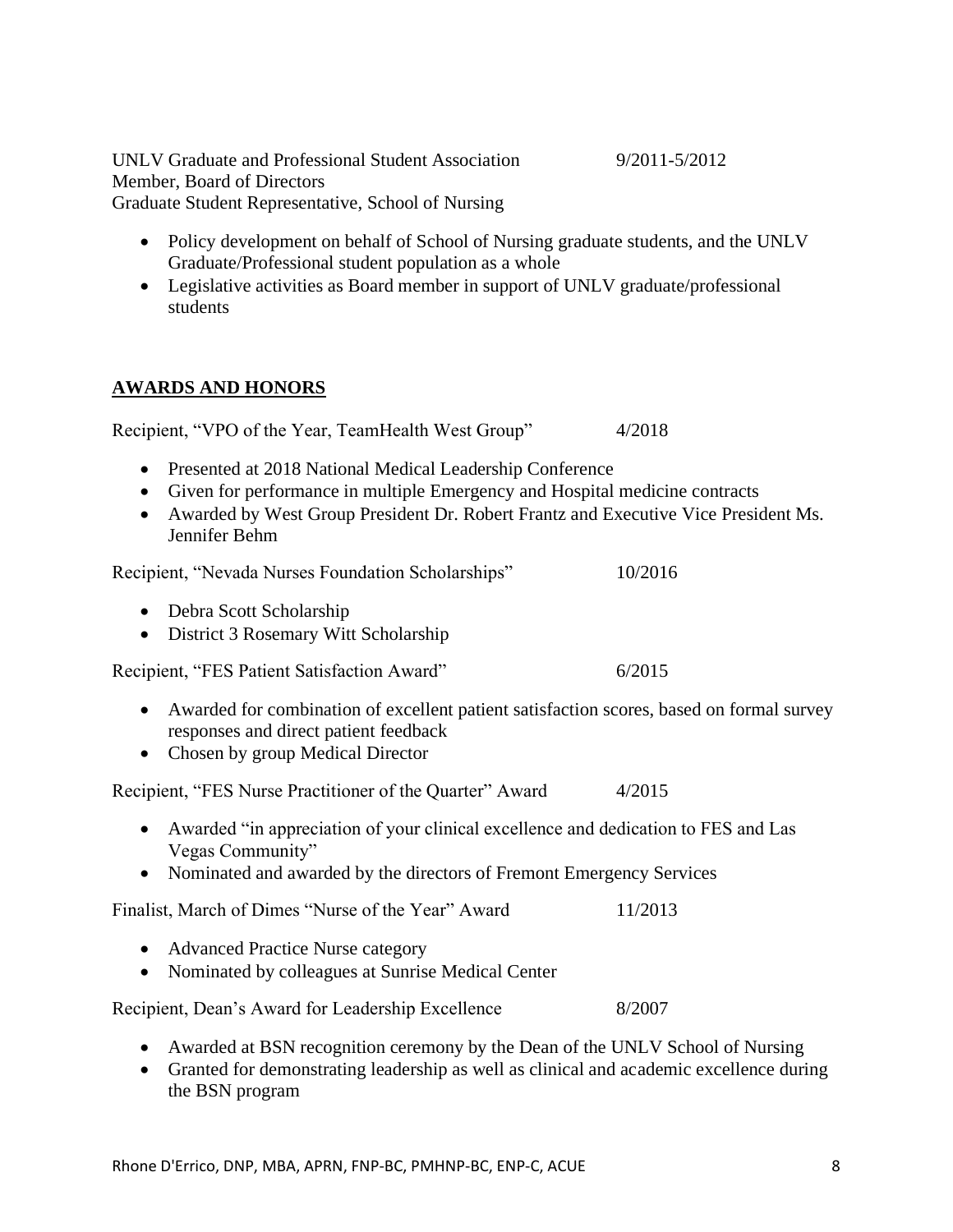UNLV Graduate and Professional Student Association 9/2011-5/2012
Member, Board of Directors
Graduate Student Representative, School of Nursing

- Policy development on behalf of School of Nursing graduate students, and the UNLV Graduate/Professional student population as a whole
- Legislative activities as Board member in support of UNLV graduate/professional students

## AWARDS AND HONORS

Recipient, "VPO of the Year, TeamHealth West Group" 4/2018

- Presented at 2018 National Medical Leadership Conference
- Given for performance in multiple Emergency and Hospital medicine contracts
- Awarded by West Group President Dr. Robert Frantz and Executive Vice President Ms. Jennifer Behm

Recipient, "Nevada Nurses Foundation Scholarships" 10/2016

- Debra Scott Scholarship
- District 3 Rosemary Witt Scholarship

Recipient, "FES Patient Satisfaction Award" 6/2015

- Awarded for combination of excellent patient satisfaction scores, based on formal survey responses and direct patient feedback
- Chosen by group Medical Director

Recipient, "FES Nurse Practitioner of the Quarter" Award 4/2015

- Awarded "in appreciation of your clinical excellence and dedication to FES and Las Vegas Community"
- Nominated and awarded by the directors of Fremont Emergency Services

Finalist, March of Dimes "Nurse of the Year" Award 11/2013

- Advanced Practice Nurse category
- Nominated by colleagues at Sunrise Medical Center

Recipient, Dean's Award for Leadership Excellence 8/2007

- Awarded at BSN recognition ceremony by the Dean of the UNLV School of Nursing
- Granted for demonstrating leadership as well as clinical and academic excellence during the BSN program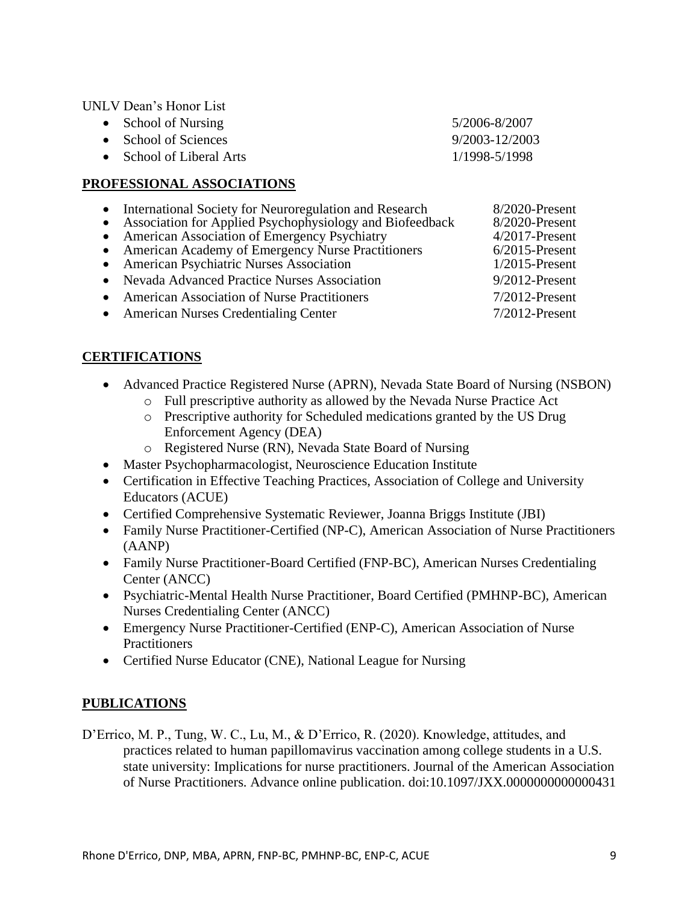UNLV Dean's Honor List

- School of Nursing 5/2006-8/2007
- School of Sciences 9/2003-12/2003
- School of Liberal Arts 1/1998-5/1998

## PROFESSIONAL ASSOCIATIONS

- International Society for Neuroregulation and Research 8/2020-Present
- Association for Applied Psychophysiology and Biofeedback 8/2020-Present
- American Association of Emergency Psychiatry 4/2017-Present
- American Academy of Emergency Nurse Practitioners 6/2015-Present
- American Psychiatric Nurses Association 1/2015-Present
- Nevada Advanced Practice Nurses Association 9/2012-Present
- American Association of Nurse Practitioners 7/2012-Present
- American Nurses Credentialing Center 7/2012-Present

## CERTIFICATIONS

- Advanced Practice Registered Nurse (APRN), Nevada State Board of Nursing (NSBON)
  - Full prescriptive authority as allowed by the Nevada Nurse Practice Act
  - Prescriptive authority for Scheduled medications granted by the US Drug Enforcement Agency (DEA)
  - Registered Nurse (RN), Nevada State Board of Nursing
- Master Psychopharmacologist, Neuroscience Education Institute
- Certification in Effective Teaching Practices, Association of College and University Educators (ACUE)
- Certified Comprehensive Systematic Reviewer, Joanna Briggs Institute (JBI)
- Family Nurse Practitioner-Certified (NP-C), American Association of Nurse Practitioners (AANP)
- Family Nurse Practitioner-Board Certified (FNP-BC), American Nurses Credentialing Center (ANCC)
- Psychiatric-Mental Health Nurse Practitioner, Board Certified (PMHNP-BC), American Nurses Credentialing Center (ANCC)
- Emergency Nurse Practitioner-Certified (ENP-C), American Association of Nurse Practitioners
- Certified Nurse Educator (CNE), National League for Nursing

## PUBLICATIONS

D'Errico, M. P., Tung, W. C., Lu, M., & D'Errico, R. (2020). Knowledge, attitudes, and practices related to human papillomavirus vaccination among college students in a U.S. state university: Implications for nurse practitioners. Journal of the American Association of Nurse Practitioners. Advance online publication. doi:10.1097/JXX.0000000000000431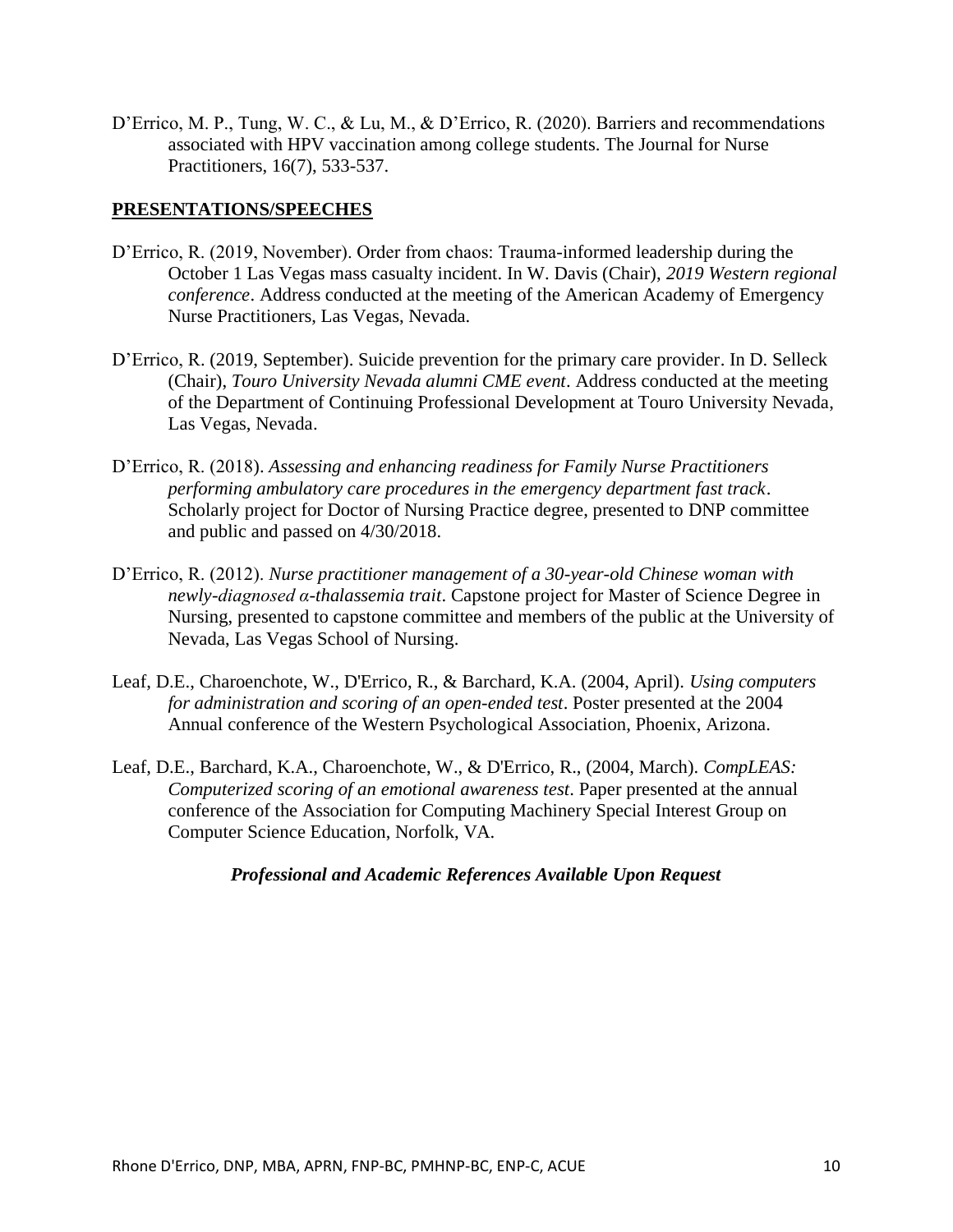D'Errico, M. P., Tung, W. C., & Lu, M., & D'Errico, R. (2020). Barriers and recommendations associated with HPV vaccination among college students. The Journal for Nurse Practitioners, 16(7), 533-537.

## PRESENTATIONS/SPEECHES

D'Errico, R. (2019, November). Order from chaos: Trauma-informed leadership during the October 1 Las Vegas mass casualty incident. In W. Davis (Chair), *2019 Western regional conference*. Address conducted at the meeting of the American Academy of Emergency Nurse Practitioners, Las Vegas, Nevada.

D'Errico, R. (2019, September). Suicide prevention for the primary care provider. In D. Selleck (Chair), *Touro University Nevada alumni CME event*. Address conducted at the meeting of the Department of Continuing Professional Development at Touro University Nevada, Las Vegas, Nevada.

D'Errico, R. (2018). *Assessing and enhancing readiness for Family Nurse Practitioners performing ambulatory care procedures in the emergency department fast track*. Scholarly project for Doctor of Nursing Practice degree, presented to DNP committee and public and passed on 4/30/2018.

D'Errico, R. (2012). *Nurse practitioner management of a 30-year-old Chinese woman with newly-diagnosed α-thalassemia trait*. Capstone project for Master of Science Degree in Nursing, presented to capstone committee and members of the public at the University of Nevada, Las Vegas School of Nursing.

Leaf, D.E., Charoenchote, W., D'Errico, R., & Barchard, K.A. (2004, April). *Using computers for administration and scoring of an open-ended test*. Poster presented at the 2004 Annual conference of the Western Psychological Association, Phoenix, Arizona.

Leaf, D.E., Barchard, K.A., Charoenchote, W., & D'Errico, R., (2004, March). *CompLEAS: Computerized scoring of an emotional awareness test*. Paper presented at the annual conference of the Association for Computing Machinery Special Interest Group on Computer Science Education, Norfolk, VA.

***Professional and Academic References Available Upon Request***